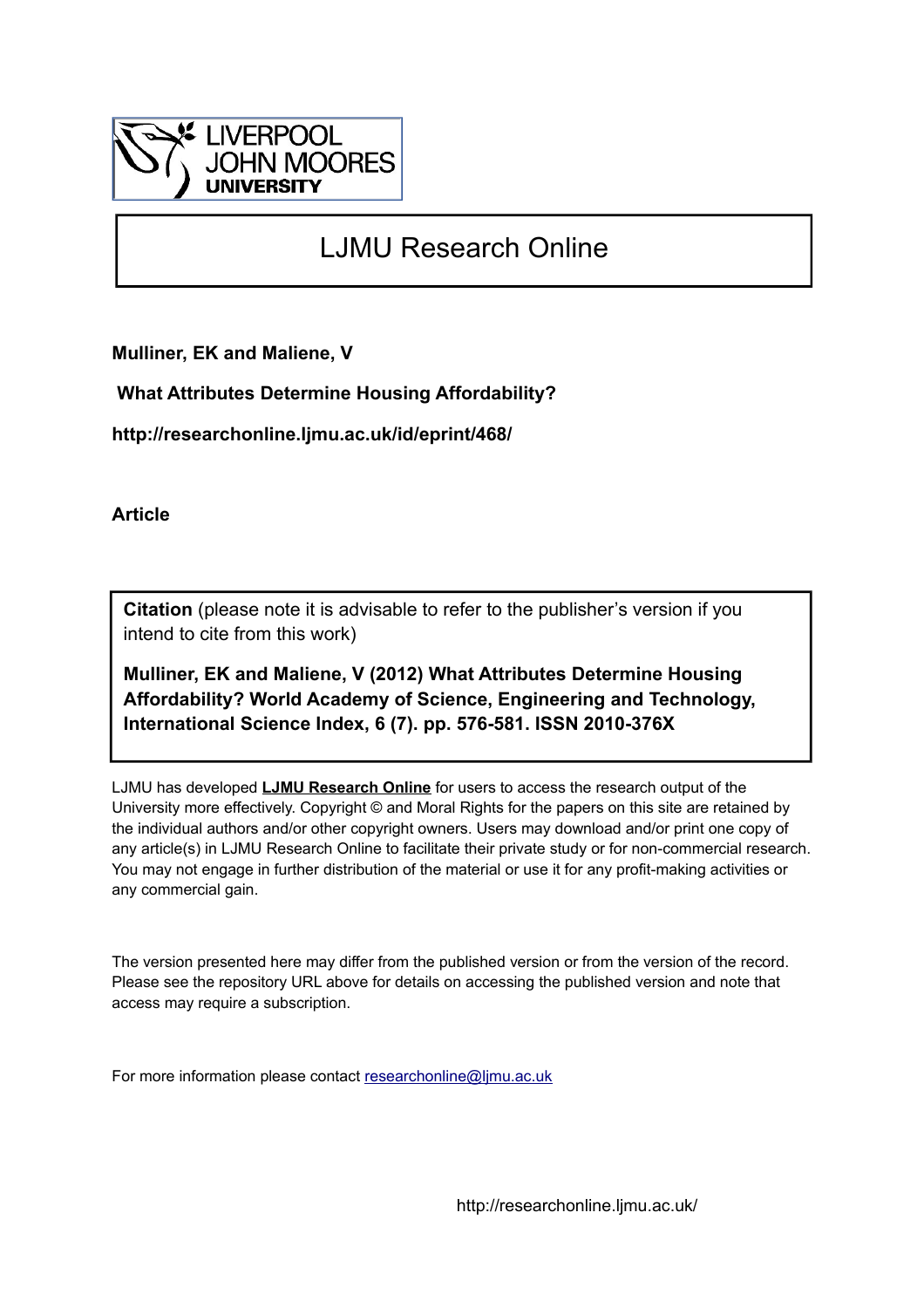LIVERPOOL JOHN MOORES UNIVERSITY

# LJMU Research Online

**Mulliner, EK and Maliene, V**

**What Attributes Determine Housing Affordability?**

**http://researchonline.ljmu.ac.uk/id/eprint/468/**

**Article**

**Citation** (please note it is advisable to refer to the publisher's version if you intend to cite from this work)

**Mulliner, EK and Maliene, V (2012) What Attributes Determine Housing Affordability? World Academy of Science, Engineering and Technology, International Science Index, 6 (7). pp. 576-581. ISSN 2010-376X**

LJMU has developed **LJMU Research Online** for users to access the research output of the University more effectively. Copyright © and Moral Rights for the papers on this site are retained by the individual authors and/or other copyright owners. Users may download and/or print one copy of any article(s) in LJMU Research Online to facilitate their private study or for non-commercial research. You may not engage in further distribution of the material or use it for any profit-making activities or any commercial gain.

The version presented here may differ from the published version or from the version of the record. Please see the repository URL above for details on accessing the published version and note that access may require a subscription.

For more information please contact researchonline@ljmu.ac.uk

http://researchonline.ljmu.ac.uk/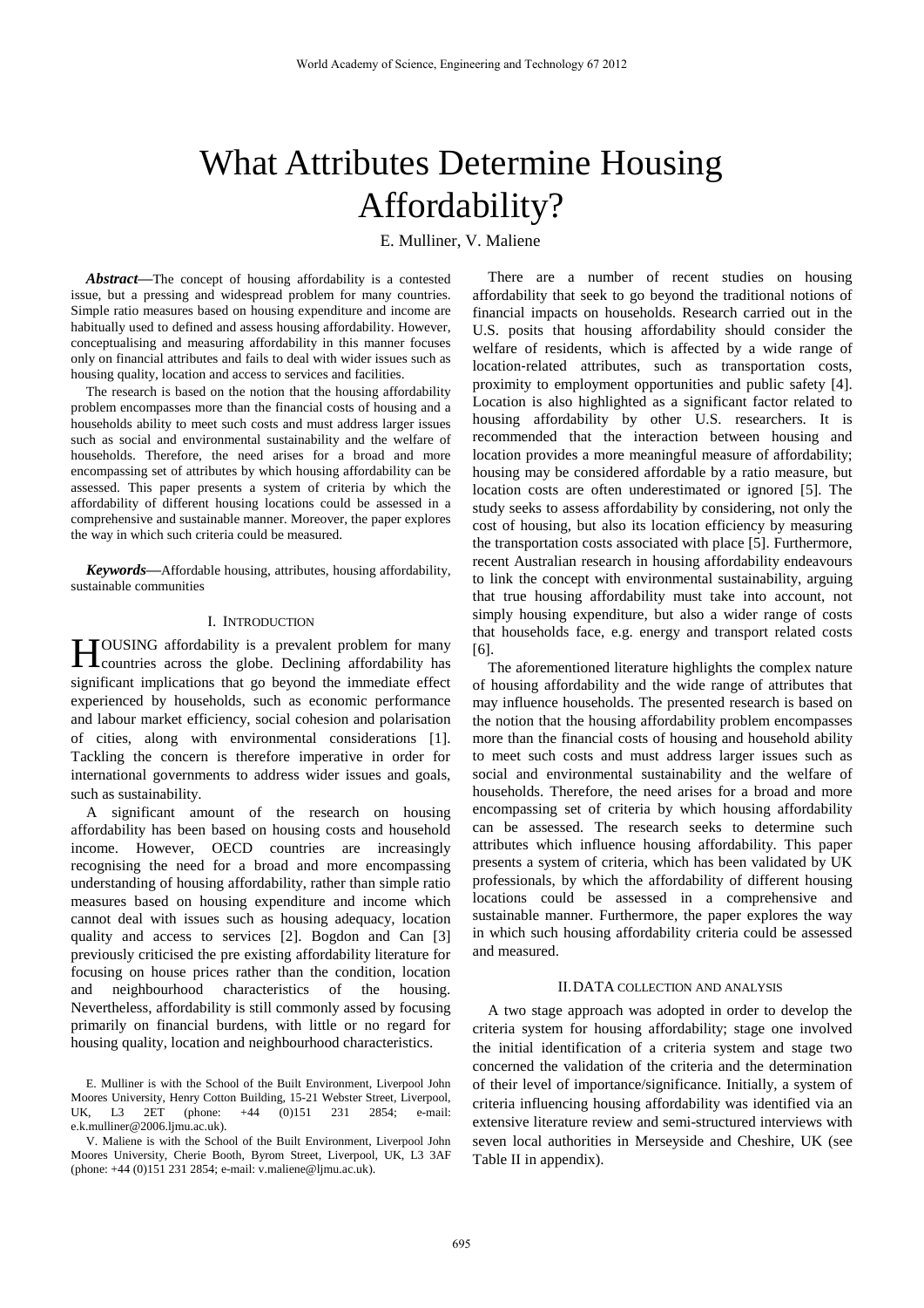# What Attributes Determine Housing Affordability?

E. Mulliner, V. Maliene

***Abstract*****—**The concept of housing affordability is a contested issue, but a pressing and widespread problem for many countries. Simple ratio measures based on housing expenditure and income are habitually used to defined and assess housing affordability. However, conceptualising and measuring affordability in this manner focuses only on financial attributes and fails to deal with wider issues such as housing quality, location and access to services and facilities.

The research is based on the notion that the housing affordability problem encompasses more than the financial costs of housing and a households ability to meet such costs and must address larger issues such as social and environmental sustainability and the welfare of households. Therefore, the need arises for a broad and more encompassing set of attributes by which housing affordability can be assessed. This paper presents a system of criteria by which the affordability of different housing locations could be assessed in a comprehensive and sustainable manner. Moreover, the paper explores the way in which such criteria could be measured.

***Keywords*****—**Affordable housing, attributes, housing affordability, sustainable communities

## I. Introduction

HOUSING affordability is a prevalent problem for many countries across the globe. Declining affordability has significant implications that go beyond the immediate effect experienced by households, such as economic performance and labour market efficiency, social cohesion and polarisation of cities, along with environmental considerations [1]. Tackling the concern is therefore imperative in order for international governments to address wider issues and goals, such as sustainability.

A significant amount of the research on housing affordability has been based on housing costs and household income. However, OECD countries are increasingly recognising the need for a broad and more encompassing understanding of housing affordability, rather than simple ratio measures based on housing expenditure and income which cannot deal with issues such as housing adequacy, location quality and access to services [2]. Bogdon and Can [3] previously criticised the pre existing affordability literature for focusing on house prices rather than the condition, location and neighbourhood characteristics of the housing. Nevertheless, affordability is still commonly assed by focusing primarily on financial burdens, with little or no regard for housing quality, location and neighbourhood characteristics.

E. Mulliner is with the School of the Built Environment, Liverpool John Moores University, Henry Cotton Building, 15-21 Webster Street, Liverpool, UK, L3 2ET (phone: +44 (0)151 231 2854; e-mail: e.k.mulliner@2006.ljmu.ac.uk).

V. Maliene is with the School of the Built Environment, Liverpool John Moores University, Cherie Booth, Byrom Street, Liverpool, UK, L3 3AF (phone: +44 (0)151 231 2854; e-mail: v.maliene@ljmu.ac.uk).

There are a number of recent studies on housing affordability that seek to go beyond the traditional notions of financial impacts on households. Research carried out in the U.S. posits that housing affordability should consider the welfare of residents, which is affected by a wide range of location-related attributes, such as transportation costs, proximity to employment opportunities and public safety [4]. Location is also highlighted as a significant factor related to housing affordability by other U.S. researchers. It is recommended that the interaction between housing and location provides a more meaningful measure of affordability; housing may be considered affordable by a ratio measure, but location costs are often underestimated or ignored [5]. The study seeks to assess affordability by considering, not only the cost of housing, but also its location efficiency by measuring the transportation costs associated with place [5]. Furthermore, recent Australian research in housing affordability endeavours to link the concept with environmental sustainability, arguing that true housing affordability must take into account, not simply housing expenditure, but also a wider range of costs that households face, e.g. energy and transport related costs [6].

The aforementioned literature highlights the complex nature of housing affordability and the wide range of attributes that may influence households. The presented research is based on the notion that the housing affordability problem encompasses more than the financial costs of housing and household ability to meet such costs and must address larger issues such as social and environmental sustainability and the welfare of households. Therefore, the need arises for a broad and more encompassing set of criteria by which housing affordability can be assessed. The research seeks to determine such attributes which influence housing affordability. This paper presents a system of criteria, which has been validated by UK professionals, by which the affordability of different housing locations could be assessed in a comprehensive and sustainable manner. Furthermore, the paper explores the way in which such housing affordability criteria could be assessed and measured.

## II. Data Collection and Analysis

A two stage approach was adopted in order to develop the criteria system for housing affordability; stage one involved the initial identification of a criteria system and stage two concerned the validation of the criteria and the determination of their level of importance/significance. Initially, a system of criteria influencing housing affordability was identified via an extensive literature review and semi-structured interviews with seven local authorities in Merseyside and Cheshire, UK (see Table II in appendix).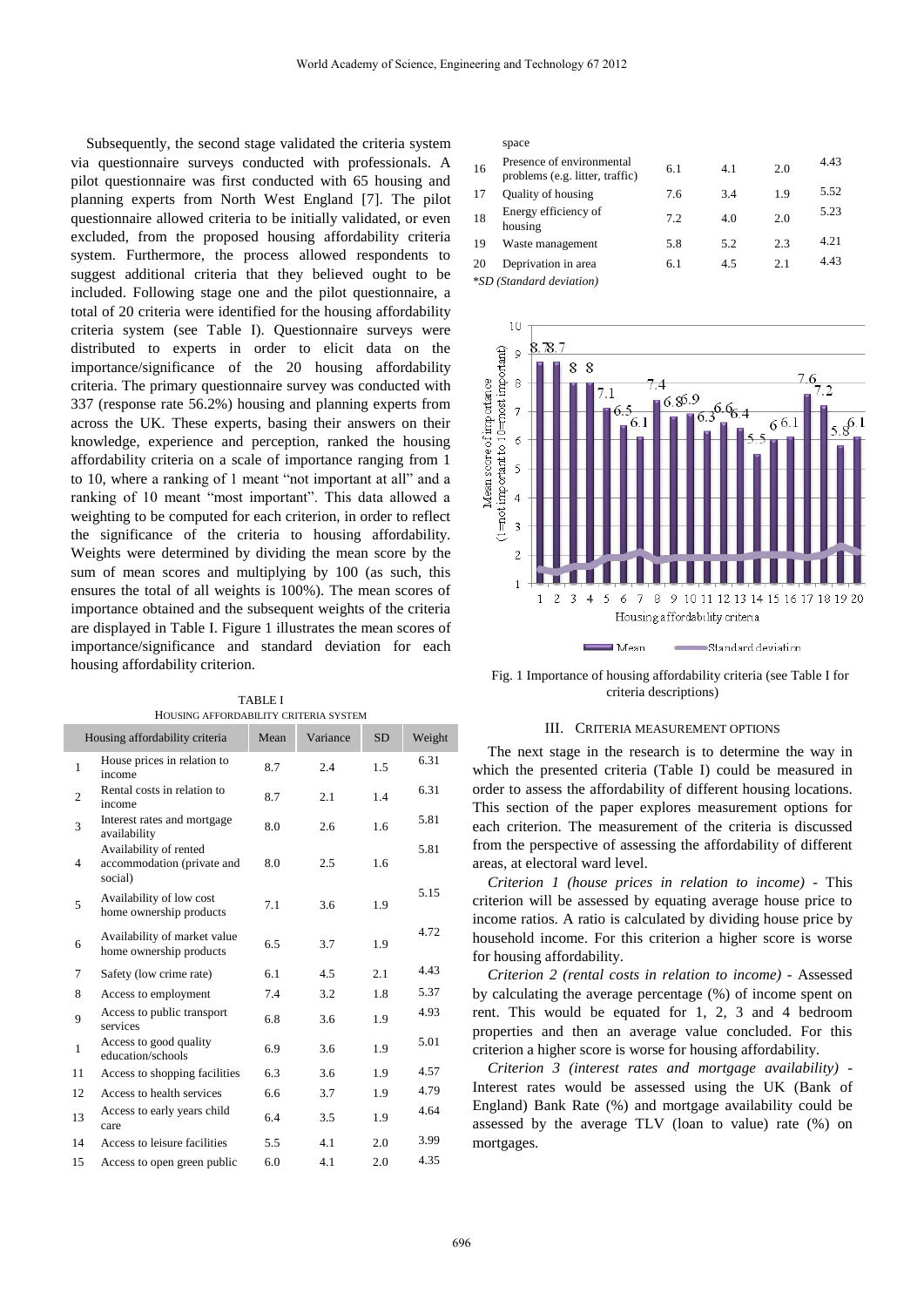Subsequently, the second stage validated the criteria system via questionnaire surveys conducted with professionals. A pilot questionnaire was first conducted with 65 housing and planning experts from North West England [7]. The pilot questionnaire allowed criteria to be initially validated, or even excluded, from the proposed housing affordability criteria system. Furthermore, the process allowed respondents to suggest additional criteria that they believed ought to be included. Following stage one and the pilot questionnaire, a total of 20 criteria were identified for the housing affordability criteria system (see Table I). Questionnaire surveys were distributed to experts in order to elicit data on the importance/significance of the 20 housing affordability criteria. The primary questionnaire survey was conducted with 337 (response rate 56.2%) housing and planning experts from across the UK. These experts, basing their answers on their knowledge, experience and perception, ranked the housing affordability criteria on a scale of importance ranging from 1 to 10, where a ranking of 1 meant "not important at all" and a ranking of 10 meant "most important". This data allowed a weighting to be computed for each criterion, in order to reflect the significance of the criteria to housing affordability. Weights were determined by dividing the mean score by the sum of mean scores and multiplying by 100 (as such, this ensures the total of all weights is 100%). The mean scores of importance obtained and the subsequent weights of the criteria are displayed in Table I. Figure 1 illustrates the mean scores of importance/significance and standard deviation for each housing affordability criterion.

TABLE I
HOUSING AFFORDABILITY CRITERIA SYSTEM

| | Housing affordability criteria | Mean | Variance | SD | Weight |
|---|---|---|---|---|---|
| 1 | House prices in relation to income | 8.7 | 2.4 | 1.5 | 6.31 |
| 2 | Rental costs in relation to income | 8.7 | 2.1 | 1.4 | 6.31 |
| 3 | Interest rates and mortgage availability | 8.0 | 2.6 | 1.6 | 5.81 |
| 4 | Availability of rented accommodation (private and social) | 8.0 | 2.5 | 1.6 | 5.81 |
| 5 | Availability of low cost home ownership products | 7.1 | 3.6 | 1.9 | 5.15 |
| 6 | Availability of market value home ownership products | 6.5 | 3.7 | 1.9 | 4.72 |
| 7 | Safety (low crime rate) | 6.1 | 4.5 | 2.1 | 4.43 |
| 8 | Access to employment | 7.4 | 3.2 | 1.8 | 5.37 |
| 9 | Access to public transport services | 6.8 | 3.6 | 1.9 | 4.93 |
| 1 | Access to good quality education/schools | 6.9 | 3.6 | 1.9 | 5.01 |
| 11 | Access to shopping facilities | 6.3 | 3.6 | 1.9 | 4.57 |
| 12 | Access to health services | 6.6 | 3.7 | 1.9 | 4.79 |
| 13 | Access to early years child care | 6.4 | 3.5 | 1.9 | 4.64 |
| 14 | Access to leisure facilities | 5.5 | 4.1 | 2.0 | 3.99 |
| 15 | Access to open green public space | 6.0 | 4.1 | 2.0 | 4.35 |
| 16 | Presence of environmental problems (e.g. litter, traffic) | 6.1 | 4.1 | 2.0 | 4.43 |
| 17 | Quality of housing | 7.6 | 3.4 | 1.9 | 5.52 |
| 18 | Energy efficiency of housing | 7.2 | 4.0 | 2.0 | 5.23 |
| 19 | Waste management | 5.8 | 5.2 | 2.3 | 4.21 |
| 20 | Deprivation in area | 6.1 | 4.5 | 2.1 | 4.43 |

*SD (Standard deviation)

Fig. 1 Importance of housing affordability criteria (see Table I for criteria descriptions)

## III. CRITERIA MEASUREMENT OPTIONS

The next stage in the research is to determine the way in which the presented criteria (Table I) could be measured in order to assess the affordability of different housing locations. This section of the paper explores measurement options for each criterion. The measurement of the criteria is discussed from the perspective of assessing the affordability of different areas, at electoral ward level.

*Criterion 1 (house prices in relation to income)* - This criterion will be assessed by equating average house price to income ratios. A ratio is calculated by dividing house price by household income. For this criterion a higher score is worse for housing affordability.

*Criterion 2 (rental costs in relation to income)* - Assessed by calculating the average percentage (%) of income spent on rent. This would be equated for 1, 2, 3 and 4 bedroom properties and then an average value concluded. For this criterion a higher score is worse for housing affordability.

*Criterion 3 (interest rates and mortgage availability)* - Interest rates would be assessed using the UK (Bank of England) Bank Rate (%) and mortgage availability could be assessed by the average TLV (loan to value) rate (%) on mortgages.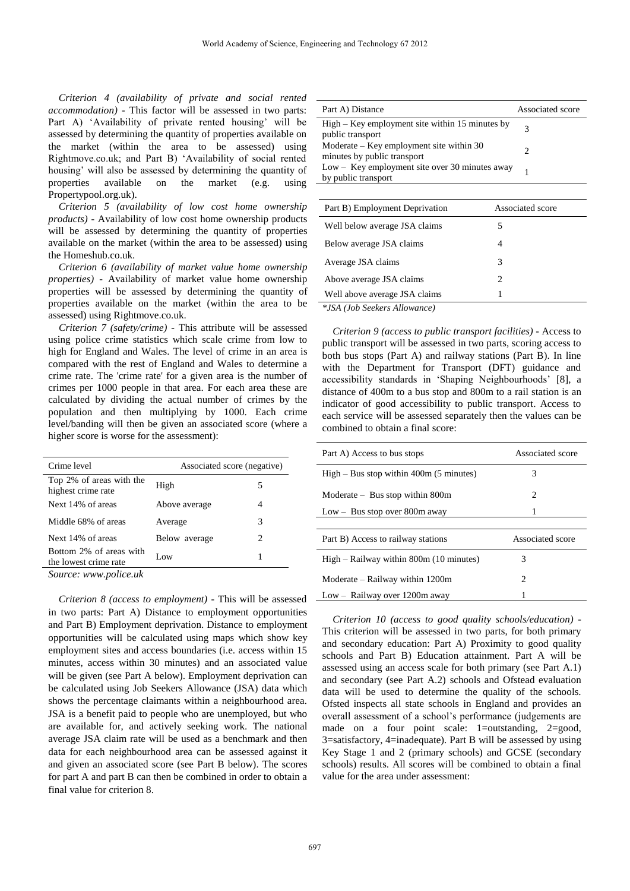*Criterion 4 (availability of private and social rented accommodation)* - This factor will be assessed in two parts: Part A) 'Availability of private rented housing' will be assessed by determining the quantity of properties available on the market (within the area to be assessed) using Rightmove.co.uk; and Part B) 'Availability of social rented housing' will also be assessed by determining the quantity of properties available on the market (e.g. using Propertypool.org.uk).

*Criterion 5 (availability of low cost home ownership products)* - Availability of low cost home ownership products will be assessed by determining the quantity of properties available on the market (within the area to be assessed) using the Homeshub.co.uk.

*Criterion 6 (availability of market value home ownership properties)* - Availability of market value home ownership properties will be assessed by determining the quantity of properties available on the market (within the area to be assessed) using Rightmove.co.uk.

*Criterion 7 (safety/crime)* - This attribute will be assessed using police crime statistics which scale crime from low to high for England and Wales. The level of crime in an area is compared with the rest of England and Wales to determine a crime rate. The 'crime rate' for a given area is the number of crimes per 1000 people in that area. For each area these are calculated by dividing the actual number of crimes by the population and then multiplying by 1000. Each crime level/banding will then be given an associated score (where a higher score is worse for the assessment):

| Crime level | Associated score (negative) | |
|---|---|---|
| Top 2% of areas with the highest crime rate | High | 5 |
| Next 14% of areas | Above average | 4 |
| Middle 68% of areas | Average | 3 |
| Next 14% of areas | Below average | 2 |
| Bottom 2% of areas with the lowest crime rate | Low | 1 |

*Source: www.police.uk*

*Criterion 8 (access to employment)* - This will be assessed in two parts: Part A) Distance to employment opportunities and Part B) Employment deprivation. Distance to employment opportunities will be calculated using maps which show key employment sites and access boundaries (i.e. access within 15 minutes, access within 30 minutes) and an associated value will be given (see Part A below). Employment deprivation can be calculated using Job Seekers Allowance (JSA) data which shows the percentage claimants within a neighbourhood area. JSA is a benefit paid to people who are unemployed, but who are available for, and actively seeking work. The national average JSA claim rate will be used as a benchmark and then data for each neighbourhood area can be assessed against it and given an associated score (see Part B below). The scores for part A and part B can then be combined in order to obtain a final value for criterion 8.

| Part A) Distance | Associated score |
|---|---|
| High – Key employment site within 15 minutes by public transport | 3 |
| Moderate – Key employment site within 30 minutes by public transport | 2 |
| Low – Key employment site over 30 minutes away by public transport | 1 |

| Part B) Employment Deprivation | Associated score |
|---|---|
| Well below average JSA claims | 5 |
| Below average JSA claims | 4 |
| Average JSA claims | 3 |
| Above average JSA claims | 2 |
| Well above average JSA claims | 1 |

*\*JSA (Job Seekers Allowance)*

*Criterion 9 (access to public transport facilities)* - Access to public transport will be assessed in two parts, scoring access to both bus stops (Part A) and railway stations (Part B). In line with the Department for Transport (DFT) guidance and accessibility standards in 'Shaping Neighbourhoods' [8], a distance of 400m to a bus stop and 800m to a rail station is an indicator of good accessibility to public transport. Access to each service will be assessed separately then the values can be combined to obtain a final score:

| Part A) Access to bus stops | Associated score |
|---|---|
| High – Bus stop within 400m (5 minutes) | 3 |
| Moderate – Bus stop within 800m | 2 |
| Low – Bus stop over 800m away | 1 |

| Part B) Access to railway stations | Associated score |
|---|---|
| High – Railway within 800m (10 minutes) | 3 |
| Moderate – Railway within 1200m | 2 |
| Low – Railway over 1200m away | 1 |

*Criterion 10 (access to good quality schools/education)* - This criterion will be assessed in two parts, for both primary and secondary education: Part A) Proximity to good quality schools and Part B) Education attainment. Part A will be assessed using an access scale for both primary (see Part A.1) and secondary (see Part A.2) schools and Ofstead evaluation data will be used to determine the quality of the schools. Ofsted inspects all state schools in England and provides an overall assessment of a school's performance (judgements are made on a four point scale: 1=outstanding, 2=good, 3=satisfactory, 4=inadequate). Part B will be assessed by using Key Stage 1 and 2 (primary schools) and GCSE (secondary schools) results. All scores will be combined to obtain a final value for the area under assessment: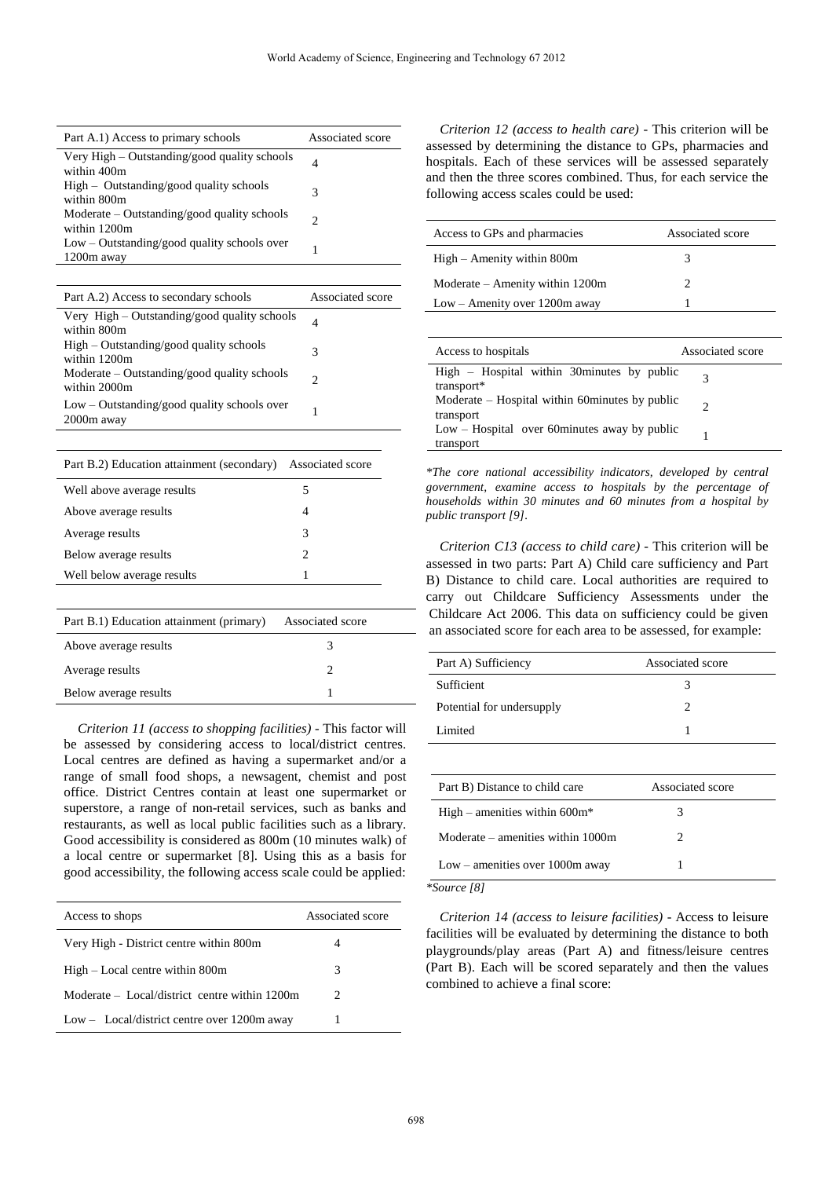| Part A.1) Access to primary schools | Associated score |
|---|---|
| Very High – Outstanding/good quality schools within 400m | 4 |
| High – Outstanding/good quality schools within 800m | 3 |
| Moderate – Outstanding/good quality schools within 1200m | 2 |
| Low – Outstanding/good quality schools over 1200m away | 1 |

| Part A.2) Access to secondary schools | Associated score |
|---|---|
| Very High – Outstanding/good quality schools within 800m | 4 |
| High – Outstanding/good quality schools within 1200m | 3 |
| Moderate – Outstanding/good quality schools within 2000m | 2 |
| Low – Outstanding/good quality schools over 2000m away | 1 |

| Part B.2) Education attainment (secondary) | Associated score |
|---|---|
| Well above average results | 5 |
| Above average results | 4 |
| Average results | 3 |
| Below average results | 2 |
| Well below average results | 1 |

| Part B.1) Education attainment (primary) | Associated score |
|---|---|
| Above average results | 3 |
| Average results | 2 |
| Below average results | 1 |

*Criterion 11 (access to shopping facilities)* - This factor will be assessed by considering access to local/district centres. Local centres are defined as having a supermarket and/or a range of small food shops, a newsagent, chemist and post office. District Centres contain at least one supermarket or superstore, a range of non-retail services, such as banks and restaurants, as well as local public facilities such as a library. Good accessibility is considered as 800m (10 minutes walk) of a local centre or supermarket [8]. Using this as a basis for good accessibility, the following access scale could be applied:

| Access to shops | Associated score |
|---|---|
| Very High - District centre within 800m | 4 |
| High – Local centre within 800m | 3 |
| Moderate – Local/district centre within 1200m | 2 |
| Low – Local/district centre over 1200m away | 1 |

*Criterion 12 (access to health care)* - This criterion will be assessed by determining the distance to GPs, pharmacies and hospitals. Each of these services will be assessed separately and then the three scores combined. Thus, for each service the following access scales could be used:

| Access to GPs and pharmacies | Associated score |
|---|---|
| High – Amenity within 800m | 3 |
| Moderate – Amenity within 1200m | 2 |
| Low – Amenity over 1200m away | 1 |

| Access to hospitals | Associated score |
|---|---|
| High – Hospital within 30minutes by public transport* | 3 |
| Moderate – Hospital within 60minutes by public transport | 2 |
| Low – Hospital over 60minutes away by public transport | 1 |

*\*The core national accessibility indicators, developed by central government, examine access to hospitals by the percentage of households within 30 minutes and 60 minutes from a hospital by public transport [9].*

*Criterion C13 (access to child care)* - This criterion will be assessed in two parts: Part A) Child care sufficiency and Part B) Distance to child care. Local authorities are required to carry out Childcare Sufficiency Assessments under the Childcare Act 2006. This data on sufficiency could be given an associated score for each area to be assessed, for example:

| Part A) Sufficiency | Associated score |
|---|---|
| Sufficient | 3 |
| Potential for undersupply | 2 |
| Limited | 1 |

| Part B) Distance to child care | Associated score |
|---|---|
| High – amenities within 600m* | 3 |
| Moderate – amenities within 1000m | 2 |
| Low – amenities over 1000m away | 1 |

*\*Source [8]*

*Criterion 14 (access to leisure facilities)* - Access to leisure facilities will be evaluated by determining the distance to both playgrounds/play areas (Part A) and fitness/leisure centres (Part B). Each will be scored separately and then the values combined to achieve a final score: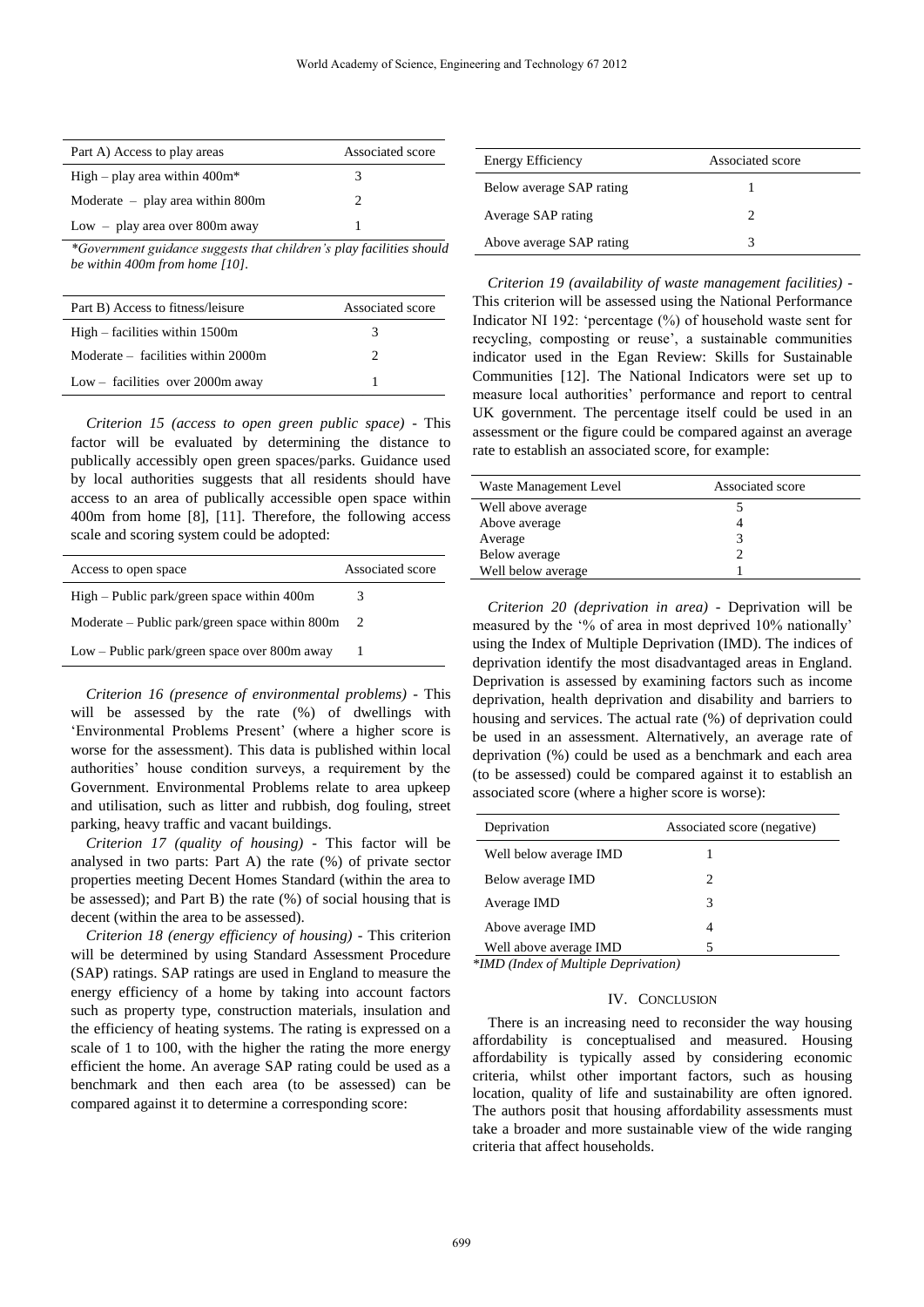| Part A) Access to play areas | Associated score |
|---|---|
| High – play area within 400m* | 3 |
| Moderate – play area within 800m | 2 |
| Low – play area over 800m away | 1 |

*Government guidance suggests that children's play facilities should be within 400m from home [10].*

| Part B) Access to fitness/leisure | Associated score |
|---|---|
| High – facilities within 1500m | 3 |
| Moderate – facilities within 2000m | 2 |
| Low – facilities over 2000m away | 1 |

*Criterion 15 (access to open green public space)* - This factor will be evaluated by determining the distance to publically accessibly open green spaces/parks. Guidance used by local authorities suggests that all residents should have access to an area of publically accessible open space within 400m from home [8], [11]. Therefore, the following access scale and scoring system could be adopted:

| Access to open space | Associated score |
|---|---|
| High – Public park/green space within 400m | 3 |
| Moderate – Public park/green space within 800m | 2 |
| Low – Public park/green space over 800m away | 1 |

*Criterion 16 (presence of environmental problems)* - This will be assessed by the rate (%) of dwellings with 'Environmental Problems Present' (where a higher score is worse for the assessment). This data is published within local authorities' house condition surveys, a requirement by the Government. Environmental Problems relate to area upkeep and utilisation, such as litter and rubbish, dog fouling, street parking, heavy traffic and vacant buildings.

*Criterion 17 (quality of housing)* - This factor will be analysed in two parts: Part A) the rate (%) of private sector properties meeting Decent Homes Standard (within the area to be assessed); and Part B) the rate (%) of social housing that is decent (within the area to be assessed).

*Criterion 18 (energy efficiency of housing)* - This criterion will be determined by using Standard Assessment Procedure (SAP) ratings. SAP ratings are used in England to measure the energy efficiency of a home by taking into account factors such as property type, construction materials, insulation and the efficiency of heating systems. The rating is expressed on a scale of 1 to 100, with the higher the rating the more energy efficient the home. An average SAP rating could be used as a benchmark and then each area (to be assessed) can be compared against it to determine a corresponding score:

| Energy Efficiency | Associated score |
|---|---|
| Below average SAP rating | 1 |
| Average SAP rating | 2 |
| Above average SAP rating | 3 |

*Criterion 19 (availability of waste management facilities)* - This criterion will be assessed using the National Performance Indicator NI 192: 'percentage (%) of household waste sent for recycling, composting or reuse', a sustainable communities indicator used in the Egan Review: Skills for Sustainable Communities [12]. The National Indicators were set up to measure local authorities' performance and report to central UK government. The percentage itself could be used in an assessment or the figure could be compared against an average rate to establish an associated score, for example:

| Waste Management Level | Associated score |
|---|---|
| Well above average | 5 |
| Above average | 4 |
| Average | 3 |
| Below average | 2 |
| Well below average | 1 |

*Criterion 20 (deprivation in area)* - Deprivation will be measured by the '% of area in most deprived 10% nationally' using the Index of Multiple Deprivation (IMD). The indices of deprivation identify the most disadvantaged areas in England. Deprivation is assessed by examining factors such as income deprivation, health deprivation and disability and barriers to housing and services. The actual rate (%) of deprivation could be used in an assessment. Alternatively, an average rate of deprivation (%) could be used as a benchmark and each area (to be assessed) could be compared against it to establish an associated score (where a higher score is worse):

| Deprivation | Associated score (negative) |
|---|---|
| Well below average IMD | 1 |
| Below average IMD | 2 |
| Average IMD | 3 |
| Above average IMD | 4 |
| Well above average IMD | 5 |

*\*IMD (Index of Multiple Deprivation)*

## IV. Conclusion

There is an increasing need to reconsider the way housing affordability is conceptualised and measured. Housing affordability is typically assed by considering economic criteria, whilst other important factors, such as housing location, quality of life and sustainability are often ignored. The authors posit that housing affordability assessments must take a broader and more sustainable view of the wide ranging criteria that affect households.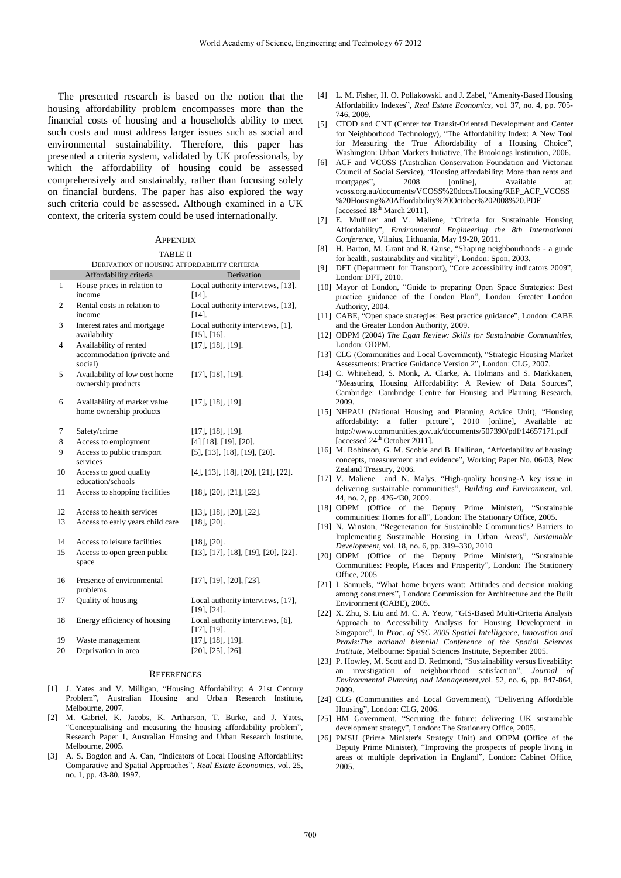The presented research is based on the notion that the housing affordability problem encompasses more than the financial costs of housing and a households ability to meet such costs and must address larger issues such as social and environmental sustainability. Therefore, this paper has presented a criteria system, validated by UK professionals, by which the affordability of housing could be assessed comprehensively and sustainably, rather than focusing solely on financial burdens. The paper has also explored the way such criteria could be assessed. Although examined in a UK context, the criteria system could be used internationally.

## APPENDIX

TABLE II
DERIVATION OF HOUSING AFFORDABILITY CRITERIA

| | Affordability criteria | Derivation |
|---|---|---|
| 1 | House prices in relation to income | Local authority interviews, [13], [14]. |
| 2 | Rental costs in relation to income | Local authority interviews, [13], [14]. |
| 3 | Interest rates and mortgage availability | Local authority interviews, [1], [15], [16]. |
| 4 | Availability of rented accommodation (private and social) | [17], [18], [19]. |
| 5 | Availability of low cost home ownership products | [17], [18], [19]. |
| 6 | Availability of market value home ownership products | [17], [18], [19]. |
| 7 | Safety/crime | [17], [18], [19]. |
| 8 | Access to employment | [4] [18], [19], [20]. |
| 9 | Access to public transport services | [5], [13], [18], [19], [20]. |
| 10 | Access to good quality education/schools | [4], [13], [18], [20], [21], [22]. |
| 11 | Access to shopping facilities | [18], [20], [21], [22]. |
| 12 | Access to health services | [13], [18], [20], [22]. |
| 13 | Access to early years child care | [18], [20]. |
| 14 | Access to leisure facilities | [18], [20]. |
| 15 | Access to open green public space | [13], [17], [18], [19], [20], [22]. |
| 16 | Presence of environmental problems | [17], [19], [20], [23]. |
| 17 | Quality of housing | Local authority interviews, [17], [19], [24]. |
| 18 | Energy efficiency of housing | Local authority interviews, [6], [17], [19]. |
| 19 | Waste management | [17], [18], [19]. |
| 20 | Deprivation in area | [20], [25], [26]. |

## REFERENCES

[1] J. Yates and V. Milligan, "Housing Affordability: A 21st Century Problem", Australian Housing and Urban Research Institute, Melbourne, 2007.

[2] M. Gabriel, K. Jacobs, K. Arthurson, T. Burke, and J. Yates, "Conceptualising and measuring the housing affordability problem", Research Paper 1, Australian Housing and Urban Research Institute, Melbourne, 2005.

[3] A. S. Bogdon and A. Can, "Indicators of Local Housing Affordability: Comparative and Spatial Approaches", *Real Estate Economics*, vol. 25, no. 1, pp. 43-80, 1997.

[4] L. M. Fisher, H. O. Pollakowski. and J. Zabel, "Amenity-Based Housing Affordability Indexes", *Real Estate Economics*, vol. 37, no. 4, pp. 705-746, 2009.

[5] CTOD and CNT (Center for Transit-Oriented Development and Center for Neighborhood Technology), "The Affordability Index: A New Tool for Measuring the True Affordability of a Housing Choice", Washington: Urban Markets Initiative, The Brookings Institution, 2006.

[6] ACF and VCOSS (Australian Conservation Foundation and Victorian Council of Social Service), "Housing affordability: More than rents and mortgages", 2008 [online], Available at: vcoss.org.au/documents/VCOSS%20docs/Housing/REP_ACF_VCOSS%20Housing%20Affordability%20October%202008%20.PDF [accessed 18th March 2011].

[7] E. Mulliner and V. Maliene, "Criteria for Sustainable Housing Affordability", *Environmental Engineering the 8th International Conference*, Vilnius, Lithuania, May 19-20, 2011.

[8] H. Barton, M. Grant and R. Guise, "Shaping neighbourhoods - a guide for health, sustainability and vitality", London: Spon, 2003.

[9] DFT (Department for Transport), "Core accessibility indicators 2009", London: DFT, 2010.

[10] Mayor of London, "Guide to preparing Open Space Strategies: Best practice guidance of the London Plan", London: Greater London Authority, 2004.

[11] CABE, "Open space strategies: Best practice guidance", London: CABE and the Greater London Authority, 2009.

[12] ODPM (2004) *The Egan Review: Skills for Sustainable Communities*, London: ODPM.

[13] CLG (Communities and Local Government), "Strategic Housing Market Assessments: Practice Guidance Version 2", London: CLG, 2007.

[14] C. Whitehead, S. Monk, A. Clarke, A. Holmans and S. Markkanen, "Measuring Housing Affordability: A Review of Data Sources", Cambridge: Cambridge Centre for Housing and Planning Research, 2009.

[15] NHPAU (National Housing and Planning Advice Unit), "Housing affordability: a fuller picture", 2010 [online], Available at: http://www.communities.gov.uk/documents/507390/pdf/14657171.pdf [accessed 24th October 2011].

[16] M. Robinson, G. M. Scobie and B. Hallinan, "Affordability of housing: concepts, measurement and evidence", Working Paper No. 06/03, New Zealand Treasury, 2006.

[17] V. Maliene and N. Malys, "High-quality housing-A key issue in delivering sustainable communities", *Building and Environment*, vol. 44, no. 2, pp. 426-430, 2009.

[18] ODPM (Office of the Deputy Prime Minister), "Sustainable communities: Homes for all", London: The Stationary Office, 2005.

[19] N. Winston, "Regeneration for Sustainable Communities? Barriers to Implementing Sustainable Housing in Urban Areas", *Sustainable Development*, vol. 18, no. 6, pp. 319–330, 2010

[20] ODPM (Office of the Deputy Prime Minister), "Sustainable Communities: People, Places and Prosperity", London: The Stationery Office, 2005

[21] I. Samuels, "What home buyers want: Attitudes and decision making among consumers", London: Commission for Architecture and the Built Environment (CABE), 2005.

[22] X. Zhu, S. Liu and M. C. A. Yeow, "GIS-Based Multi-Criteria Analysis Approach to Accessibility Analysis for Housing Development in Singapore", In *Proc. of SSC 2005 Spatial Intelligence, Innovation and Praxis:The national biennial Conference of the Spatial Sciences Institute*, Melbourne: Spatial Sciences Institute, September 2005.

[23] P. Howley, M. Scott and D. Redmond, "Sustainability versus liveability: an investigation of neighbourhood satisfaction", *Journal of Environmental Planning and Management*, vol. 52, no. 6, pp. 847-864, 2009.

[24] CLG (Communities and Local Government), "Delivering Affordable Housing", London: CLG, 2006.

[25] HM Government, "Securing the future: delivering UK sustainable development strategy", London: The Stationery Office, 2005.

[26] PMSU (Prime Minister's Strategy Unit) and ODPM (Office of the Deputy Prime Minister), "Improving the prospects of people living in areas of multiple deprivation in England", London: Cabinet Office, 2005.